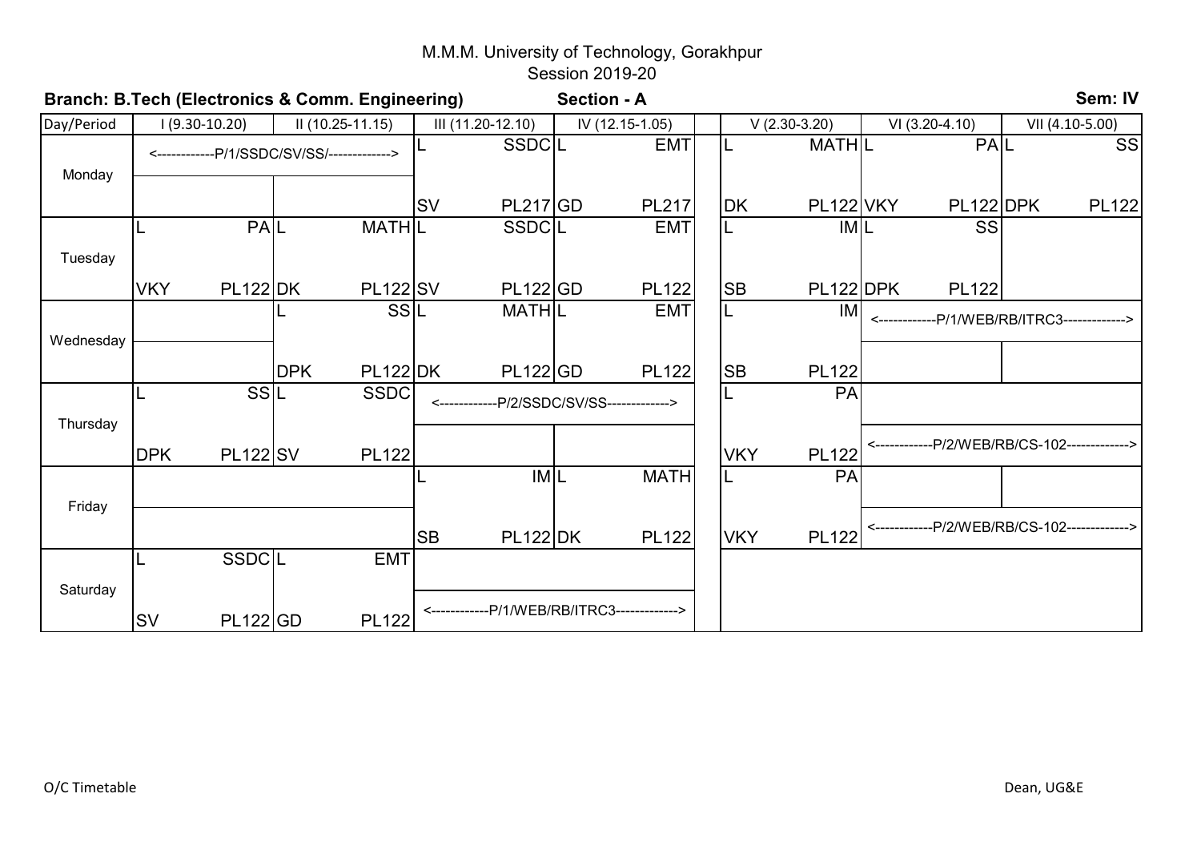M.M.M. University of Technology, Gorakhpur

Session 2019-20

**Branch: B.Tech (Electronics & Comm. Engineering)** **Section - A** **Sem: IV**

| Day/Period | I (9.30-10.20) | II (10.25-11.15) | III (11.20-12.10) | IV (12.15-1.05) | | V (2.30-3.20) | VI (3.20-4.10) | VII (4.10-5.00) |
|---|---|---|---|---|---|---|---|---|
| Monday | <------------P/1/SSDC/SV/SS/-------------> | | L SSDC SV PL217 | L EMT GD PL217 | | L MATH DK PL122 | L PA VKY PL122 | L SS DPK PL122 |
| Tuesday | L PA VKY PL122 | L MATH DK PL122 | L SSDC SV PL122 | L EMT GD PL122 | | L IM SB PL122 | L SS DPK PL122 | |
| Wednesday | | L SS DPK PL122 | L MATH DK PL122 | L EMT GD PL122 | | L IM SB PL122 | <------------P/1/WEB/RB/ITRC3-------------> | |
| Thursday | L SS DPK PL122 | L SSDC SV PL122 | <------------P/2/SSDC/SV/SS-------------> | | | L PA VKY PL122 | <------------P/2/WEB/RB/CS-102-------------> | |
| Friday | | | L IM SB PL122 | L MATH DK PL122 | | L PA VKY PL122 | <------------P/2/WEB/RB/CS-102-------------> | |
| Saturday | L SSDC SV PL122 | L EMT GD PL122 | <------------P/1/WEB/RB/ITRC3-------------> | | | | | |

O/C Timetable Dean, UG&E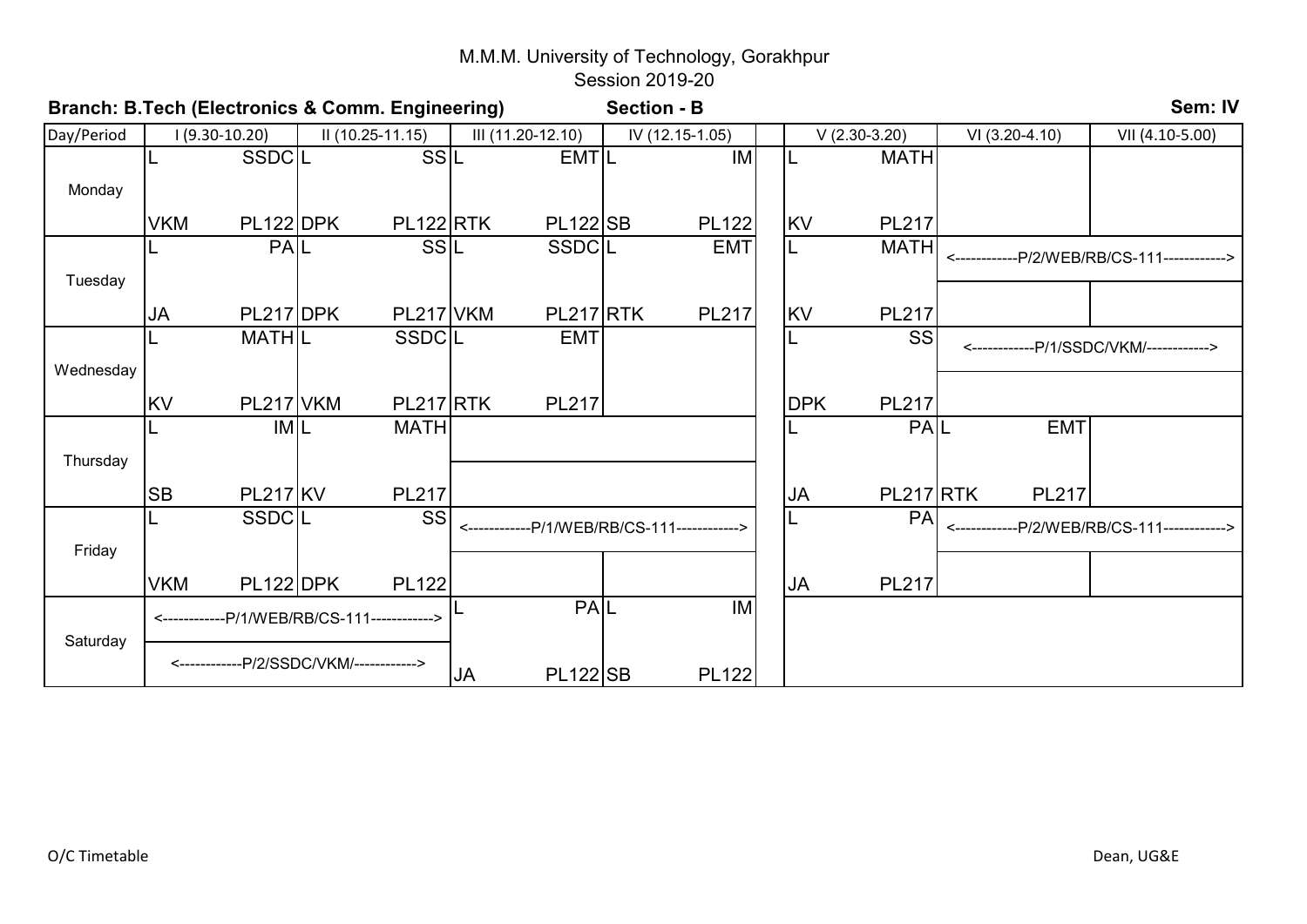M.M.M. University of Technology, Gorakhpur

Session 2019-20

**Branch: B.Tech (Electronics & Comm. Engineering)** **Section - B** **Sem: IV**

| Day/Period | I (9.30-10.20) | II (10.25-11.15) | III (11.20-12.10) | IV (12.15-1.05) | | V (2.30-3.20) | VI (3.20-4.10) | VII (4.10-5.00) |
|---|---|---|---|---|---|---|---|---|
| Monday | L SSDC VKM PL122 | L SS DPK PL122 | L EMT RTK PL122 | L IM SB PL122 | | L MATH KV PL217 | | |
| Tuesday | L PA JA PL217 | L SS DPK PL217 | L SSDC VKM PL217 | L EMT RTK PL217 | | L MATH KV PL217 | <------------P/2/WEB/RB/CS-111------------> | |
| Wednesday | L MATH KV PL217 | L SSDC VKM PL217 | L EMT RTK PL217 | | | L SS DPK PL217 | <------------P/1/SSDC/VKM/------------> | |
| Thursday | L IM SB PL217 | L MATH KV PL217 | | | | L PA JA PL217 | L EMT RTK PL217 | |
| Friday | L SSDC VKM PL122 | L SS DPK PL122 | <------------P/1/WEB/RB/CS-111------------> | | | L PA JA PL217 | <------------P/2/WEB/RB/CS-111------------> | |
| Saturday | <------------P/1/WEB/RB/CS-111------------> <------------P/2/SSDC/VKM/------------> | | L PA JA PL122 | L IM SB PL122 | | | | |

O/C Timetable

Dean, UG&E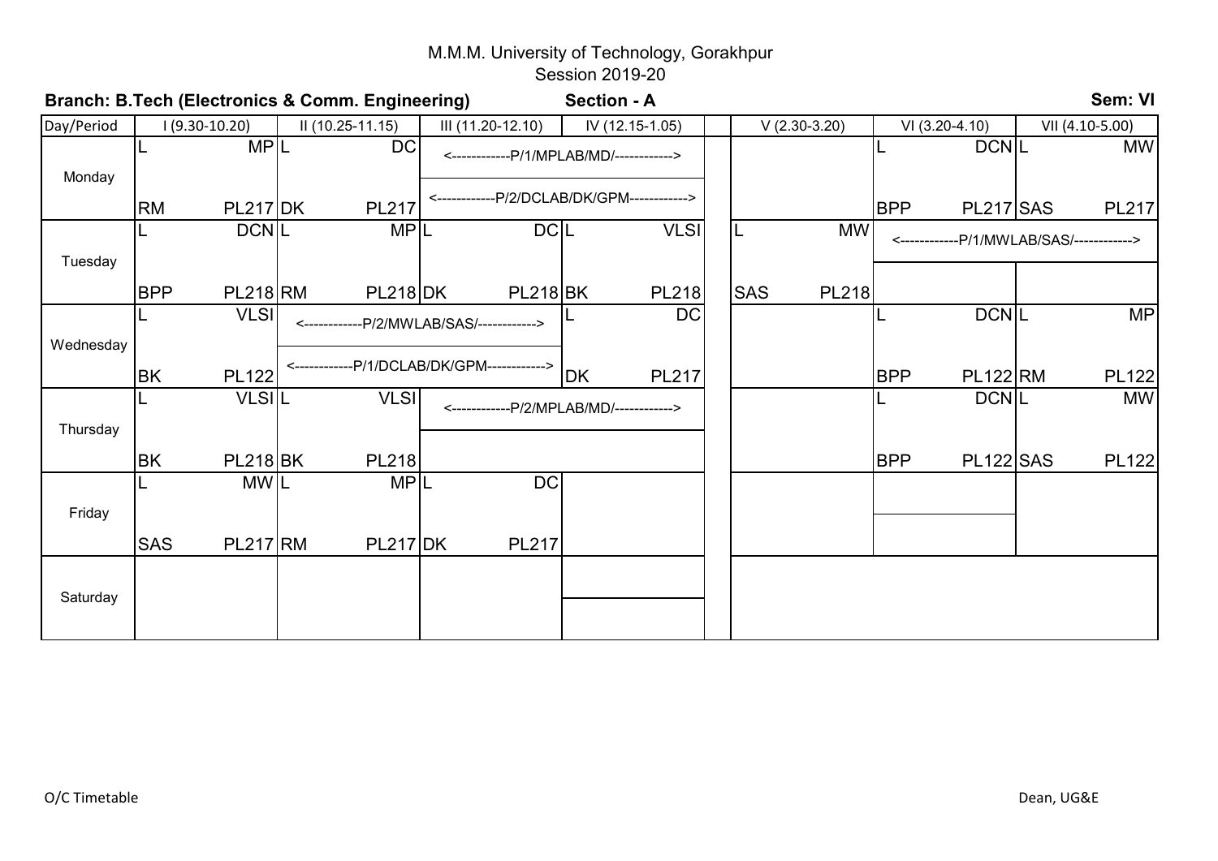M.M.M. University of Technology, Gorakhpur

Session 2019-20

**Branch: B.Tech (Electronics & Comm. Engineering)** **Section - A** **Sem: VI**

| Day/Period | I (9.30-10.20) | II (10.25-11.15) | III (11.20-12.10) | IV (12.15-1.05) | | V (2.30-3.20) | VI (3.20-4.10) | VII (4.10-5.00) |
|---|---|---|---|---|---|---|---|---|
| Monday | L MP<br>RM PL217 | L DC<br>DK PL217 | <------------P/1/MPLAB/MD/------------><br><------------P/2/DCLAB/DK/GPM------------> | | | | L DCN<br>BPP PL217 | L MW<br>SAS PL217 |
| Tuesday | L DCN<br>BPP PL218 | L MP<br>RM PL218 | L DC<br>DK PL218 | L VLSI<br>BK PL218 | | L MW<br>SAS PL218 | <------------P/1/MWLAB/SAS/------------> | |
| Wednesday | L VLSI<br>BK PL122 | <------------P/2/MWLAB/SAS/------------><br><------------P/1/DCLAB/DK/GPM------------> | | L DC<br>DK PL217 | | | L DCN<br>BPP PL122 | L MP<br>RM PL122 |
| Thursday | L VLSI<br>BK PL218 | L VLSI<br>BK PL218 | <------------P/2/MPLAB/MD/------------> | | | | L DCN<br>BPP PL122 | L MW<br>SAS PL122 |
| Friday | L MW<br>SAS PL217 | L MP<br>RM PL217 | L DC<br>DK PL217 | | | | | |
| Saturday | | | | | | | | |

O/C Timetable Dean, UG&E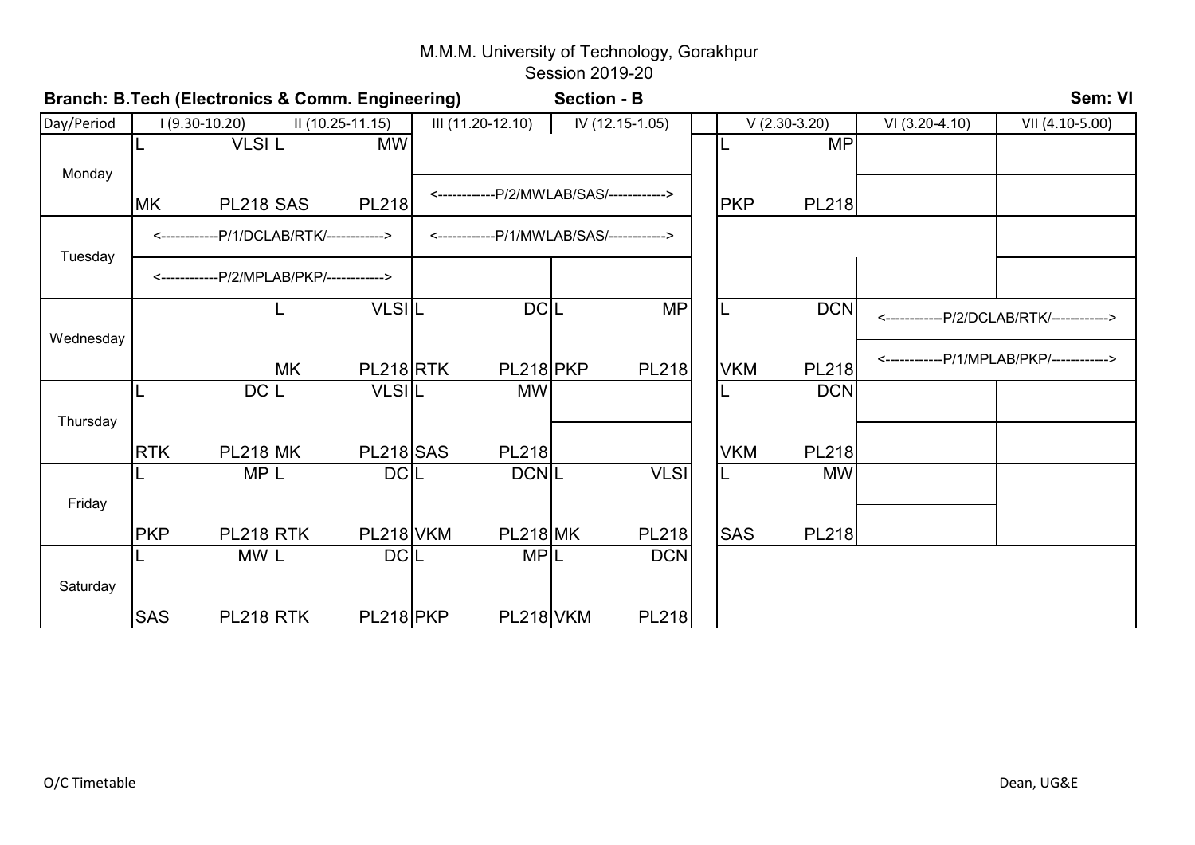# M.M.M. University of Technology, Gorakhpur

Session 2019-20

**Branch: B.Tech (Electronics & Comm. Engineering)** **Section - B** **Sem: VI**

| Day/Period | I (9.30-10.20) | II (10.25-11.15) | III (11.20-12.10) | IV (12.15-1.05) | V (2.30-3.20) | VI (3.20-4.10) | VII (4.10-5.00) |
|---|---|---|---|---|---|---|---|
| Monday | L VLSI MK PL218 | L MW SAS PL218 | <------------P/2/MWLAB/SAS/------------> | | L MP PKP PL218 | | |
| Tuesday | <------------P/1/DCLAB/RTK/------------> | | <------------P/1/MWLAB/SAS/------------> | | | | |
| | <------------P/2/MPLAB/PKP/------------> | | | | | | |
| Wednesday | | L VLSI MK PL218 | L DC RTK PL218 | L MP PKP PL218 | L DCN VKM PL218 | <------------P/2/DCLAB/RTK/------------> | |
| | | | | | | <------------P/1/MPLAB/PKP/------------> | |
| Thursday | L DC RTK PL218 | L VLSI MK PL218 | L MW SAS PL218 | | L DCN VKM PL218 | | |
| Friday | L MP PKP PL218 | L DC RTK PL218 | L DCN VKM PL218 | L VLSI MK PL218 | L MW SAS PL218 | | |
| Saturday | L MW SAS PL218 | L DC RTK PL218 | L MP PKP PL218 | L DCN VKM PL218 | | | |

O/C Timetable

Dean, UG&E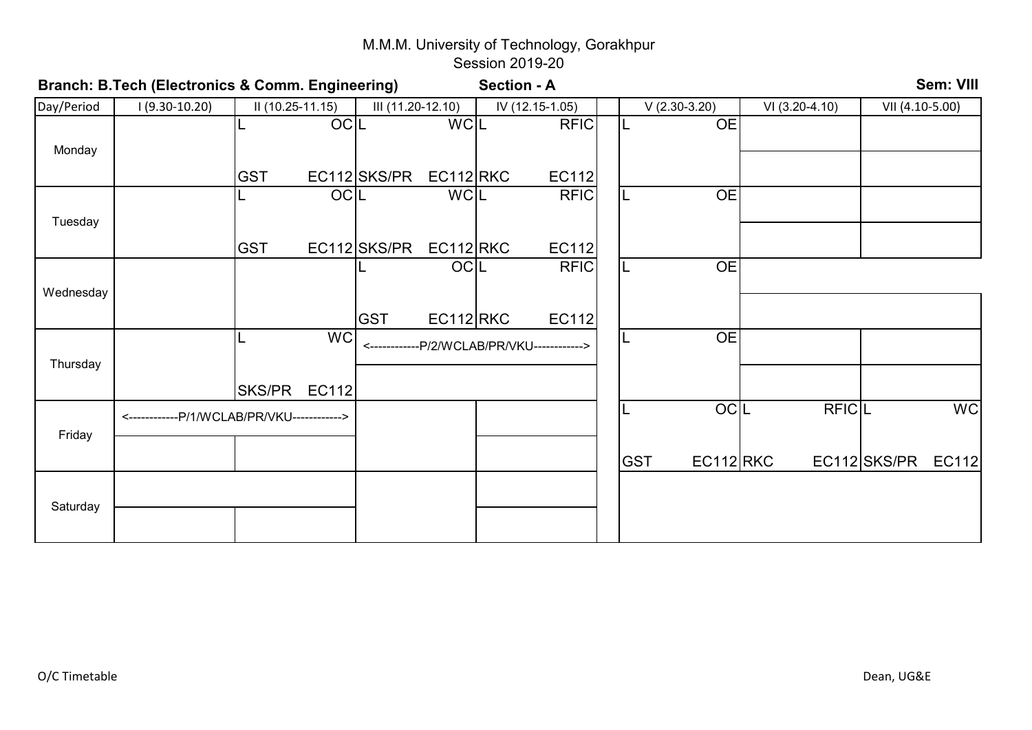M.M.M. University of Technology, Gorakhpur

Session 2019-20

**Branch: B.Tech (Electronics & Comm. Engineering)** **Section - A** **Sem: VIII**

| Day/Period | I (9.30-10.20) | II (10.25-11.15) | III (11.20-12.10) | IV (12.15-1.05) | | V (2.30-3.20) | VI (3.20-4.10) | VII (4.10-5.00) |
|---|---|---|---|---|---|---|---|---|
| Monday | | L OC GST EC112 | L WC SKS/PR EC112 | L RFIC RKC EC112 | | L OE | | |
| Tuesday | | L OC GST EC112 | L WC SKS/PR EC112 | L RFIC RKC EC112 | | L OE | | |
| Wednesday | | | L OC GST EC112 | L RFIC RKC EC112 | | L OE | | |
| Thursday | | L WC SKS/PR EC112 | <------------P/2/WCLAB/PR/VKU------------> | | | L OE | | |
| Friday | <------------P/1/WCLAB/PR/VKU------------> | | | | | L OC GST EC112 | L RFIC RKC EC112 | L WC SKS/PR EC112 |
| Saturday | | | | | | | | |

O/C Timetable

Dean, UG&E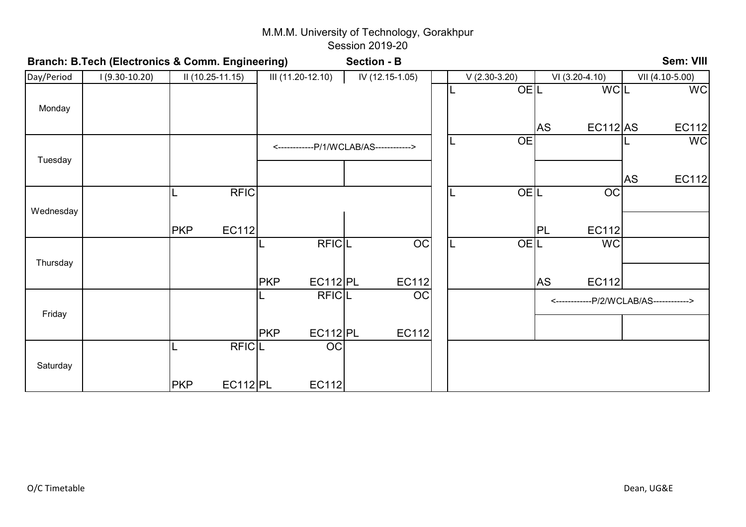M.M.M. University of Technology, Gorakhpur

Session 2019-20

**Branch: B.Tech (Electronics & Comm. Engineering)** **Section - B** **Sem: VIII**

| Day/Period | I (9.30-10.20) | II (10.25-11.15) | III (11.20-12.10) | IV (12.15-1.05) | | V (2.30-3.20) | VI (3.20-4.10) | VII (4.10-5.00) |
|---|---|---|---|---|---|---|---|---|
| Monday | | | | | | L OE | L WC AS EC112 | L WC AS EC112 |
| Tuesday | | | <------------P/1/WCLAB/AS------------> | | | L OE | | L WC AS EC112 |
| Wednesday | | L RFIC PKP EC112 | | | | L OE | L OC PL EC112 | |
| Thursday | | | L RFIC PKP EC112 | L OC PL EC112 | | L OE | L WC AS EC112 | |
| Friday | | | L RFIC PKP EC112 | L OC PL EC112 | | | <------------P/2/WCLAB/AS------------> | |
| Saturday | | L RFIC PKP EC112 | L OC PL EC112 | | | | | |

O/C Timetable

Dean, UG&E